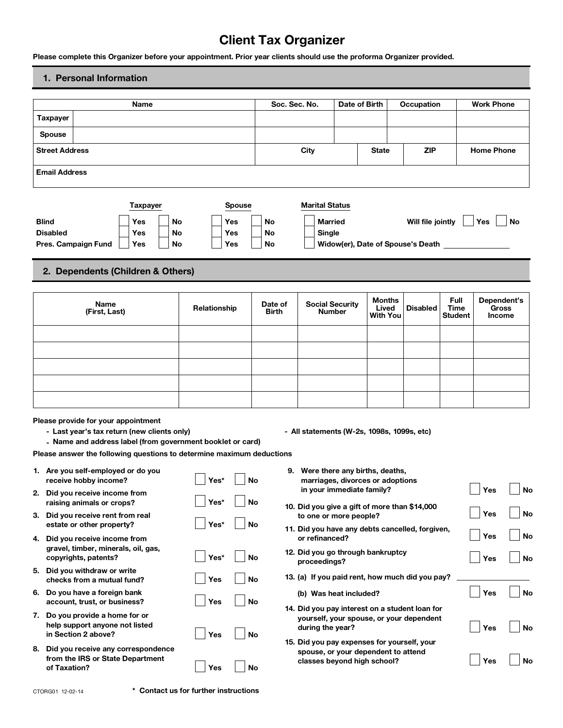# Client Tax Organizer

**Please complete this Organizer before your appointment. Prior year clients should use the proforma Organizer provided.**

## 1. Personal Information

| | Name | Soc. Sec. No. | Date of Birth | Occupation | Work Phone |
|---|---|---|---|---|---|
| **Taxpayer** | | | | | |
| **Spouse** | | | | | |

| Street Address | City | State | ZIP | Home Phone |
|---|---|---|---|---|
| | | | | |

| Email Address |
|---|
| |

| | Taxpayer | | Spouse | |
|---|---|---|---|---|
| **Blind** | Yes | No | Yes | No |
| **Disabled** | Yes | No | Yes | No |
| **Pres. Campaign Fund** | Yes | No | Yes | No |

**Marital Status**

- Married
- Single
- Widow(er), Date of Spouse's Death ______________

**Will file jointly** Yes No

## 2. Dependents (Children & Others)

| Name (First, Last) | Relationship | Date of Birth | Social Security Number | Months Lived With You | Disabled | Full Time Student | Dependent's Gross Income |
|---|---|---|---|---|---|---|---|
| | | | | | | | |
| | | | | | | | |
| | | | | | | | |
| | | | | | | | |
| | | | | | | | |

**Please provide for your appointment**

- **Last year's tax return (new clients only)**
- **Name and address label (from government booklet or card)**
- **All statements (W-2s, 1098s, 1099s, etc)**

**Please answer the following questions to determine maximum deductions**

1. Are you self-employed or do you receive hobby income? Yes* No
2. Did you receive income from raising animals or crops? Yes* No
3. Did you receive rent from real estate or other property? Yes* No
4. Did you receive income from gravel, timber, minerals, oil, gas, copyrights, patents? Yes* No
5. Did you withdraw or write checks from a mutual fund? Yes No
6. Do you have a foreign bank account, trust, or business? Yes No
7. Do you provide a home for or help support anyone not listed in Section 2 above? Yes No
8. Did you receive any correspondence from the IRS or State Department of Taxation? Yes No
9. Were there any births, deaths, marriages, divorces or adoptions in your immediate family? Yes No
10. Did you give a gift of more than $14,000 to one or more people? Yes No
11. Did you have any debts cancelled, forgiven, or refinanced? Yes No
12. Did you go through bankruptcy proceedings? Yes No
13. (a) If you paid rent, how much did you pay? ______________

    (b) Was heat included? Yes No
14. Did you pay interest on a student loan for yourself, your spouse, or your dependent during the year? Yes No
15. Did you pay expenses for yourself, your spouse, or your dependent to attend classes beyond high school? Yes No

CTORG01 12-02-14

**\* Contact us for further instructions**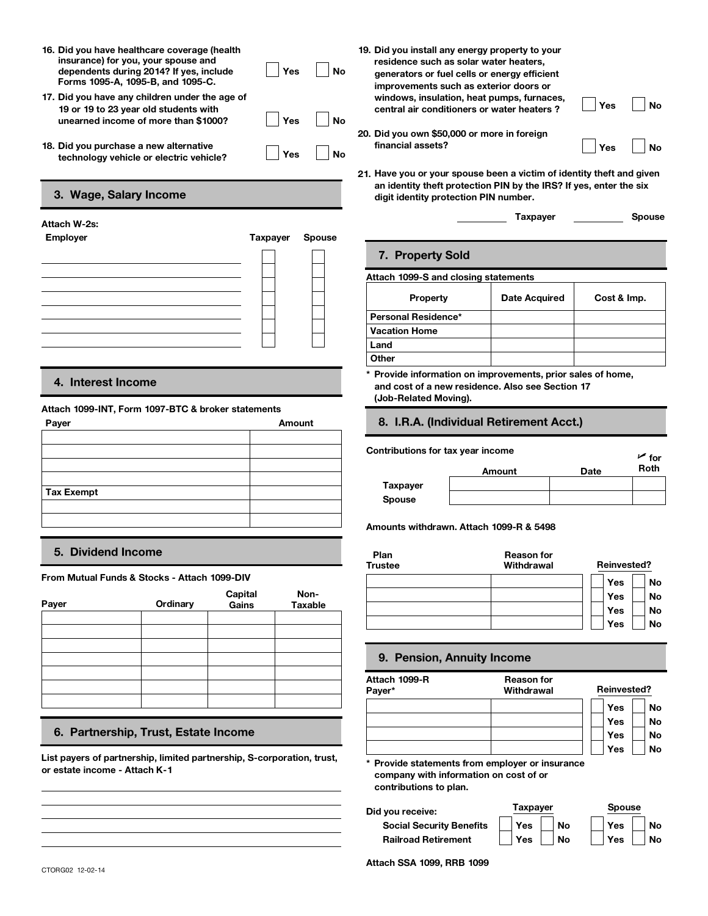16. Did you have healthcare coverage (health insurance) for you, your spouse and dependents during 2014? If yes, include Forms 1095-A, 1095-B, and 1095-C. ☐ Yes ☐ No

17. Did you have any children under the age of 19 or 19 to 23 year old students with unearned income of more than $1000? ☐ Yes ☐ No

18. Did you purchase a new alternative technology vehicle or electric vehicle? ☐ Yes ☐ No

19. Did you install any energy property to your residence such as solar water heaters, generators or fuel cells or energy efficient improvements such as exterior doors or windows, insulation, heat pumps, furnaces, central air conditioners or water heaters ? ☐ Yes ☐ No

20. Did you own $50,000 or more in foreign financial assets? ☐ Yes ☐ No

21. Have you or your spouse been a victim of identity theft and given an identity theft protection PIN by the IRS? If yes, enter the six digit identity protection PIN number.

_________ Taxpayer _________ Spouse

## 3. Wage, Salary Income

**Attach W-2s:**

| Employer | Taxpayer | Spouse |
|---|---|---|
| | ☐ | ☐ |
| | ☐ | ☐ |
| | ☐ | ☐ |
| | ☐ | ☐ |
| | ☐ | ☐ |
| | ☐ | ☐ |

## 4. Interest Income

**Attach 1099-INT, Form 1097-BTC & broker statements**

| Payer | Amount |
|---|---|
| | |
| | |
| | |
| | |
| **Tax Exempt** | |
| | |
| | |

## 5. Dividend Income

**From Mutual Funds & Stocks - Attach 1099-DIV**

| Payer | Ordinary | Capital Gains | Non-Taxable |
|---|---|---|---|
| | | | |
| | | | |
| | | | |
| | | | |
| | | | |
| | | | |
| | | | |

## 6. Partnership, Trust, Estate Income

**List payers of partnership, limited partnership, S-corporation, trust, or estate income - Attach K-1**

_______________________________________

_______________________________________

_______________________________________

_______________________________________

## 7. Property Sold

**Attach 1099-S and closing statements**

| Property | Date Acquired | Cost & Imp. |
|---|---|---|
| **Personal Residence*** | | |
| **Vacation Home** | | |
| **Land** | | |
| **Other** | | |

\* Provide information on improvements, prior sales of home, and cost of a new residence. Also see Section 17 (Job-Related Moving).

## 8. I.R.A. (Individual Retirement Acct.)

**Contributions for tax year income**

| | Amount | Date | ✓ for Roth |
|---|---|---|---|
| **Taxpayer** | | | |
| **Spouse** | | | |

**Amounts withdrawn. Attach 1099-R & 5498**

| Plan Trustee | Reason for Withdrawal | Reinvested? |
|---|---|---|
| | | ☐ Yes ☐ No |
| | | ☐ Yes ☐ No |
| | | ☐ Yes ☐ No |
| | | ☐ Yes ☐ No |

## 9. Pension, Annuity Income

| Attach 1099-R Payer* | Reason for Withdrawal | Reinvested? |
|---|---|---|
| | | ☐ Yes ☐ No |
| | | ☐ Yes ☐ No |
| | | ☐ Yes ☐ No |
| | | ☐ Yes ☐ No |

\* Provide statements from employer or insurance company with information on cost of or contributions to plan.

| Did you receive: | Taxpayer | Spouse |
|---|---|---|
| Social Security Benefits | ☐ Yes ☐ No | ☐ Yes ☐ No |
| Railroad Retirement | ☐ Yes ☐ No | ☐ Yes ☐ No |

**Attach SSA 1099, RRB 1099**

CTORG02 12-02-14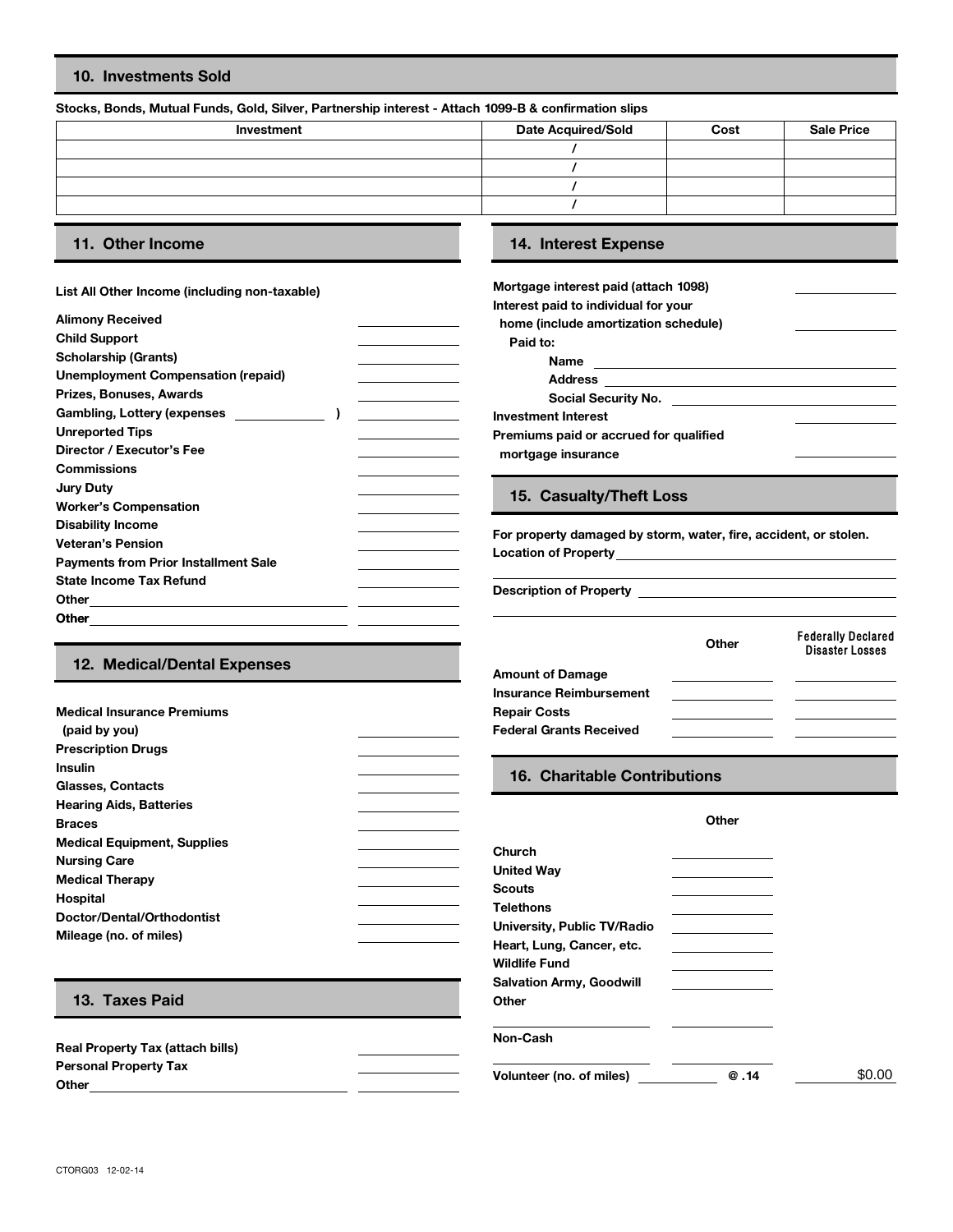## 10. Investments Sold

**Stocks, Bonds, Mutual Funds, Gold, Silver, Partnership interest - Attach 1099-B & confirmation slips**

| Investment | Date Acquired/Sold | Cost | Sale Price |
| --- | --- | --- | --- |
| | / | | |
| | / | | |
| | / | | |
| | / | | |

## 11. Other Income

**List All Other Income (including non-taxable)**

| | |
| --- | --- |
| **Alimony Received** | |
| **Child Support** | |
| **Scholarship (Grants)** | |
| **Unemployment Compensation (repaid)** | |
| **Prizes, Bonuses, Awards** | |
| **Gambling, Lottery (expenses )** | |
| **Unreported Tips** | |
| **Director / Executor's Fee** | |
| **Commissions** | |
| **Jury Duty** | |
| **Worker's Compensation** | |
| **Disability Income** | |
| **Veteran's Pension** | |
| **Payments from Prior Installment Sale** | |
| **State Income Tax Refund** | |
| **Other** | |
| **Other** | |

## 12. Medical/Dental Expenses

| | |
| --- | --- |
| **Medical Insurance Premiums (paid by you)** | |
| **Prescription Drugs** | |
| **Insulin** | |
| **Glasses, Contacts** | |
| **Hearing Aids, Batteries** | |
| **Braces** | |
| **Medical Equipment, Supplies** | |
| **Nursing Care** | |
| **Medical Therapy** | |
| **Hospital** | |
| **Doctor/Dental/Orthodontist** | |
| **Mileage (no. of miles)** | |

## 13. Taxes Paid

| | |
| --- | --- |
| **Real Property Tax (attach bills)** | |
| **Personal Property Tax** | |
| **Other** | |

## 14. Interest Expense

| | |
| --- | --- |
| **Mortgage interest paid (attach 1098)** | |
| **Interest paid to individual for your home (include amortization schedule)** | |

**Paid to:**

**Name**

**Address**

**Social Security No.**

| | |
| --- | --- |
| **Investment Interest** | |
| **Premiums paid or accrued for qualified mortgage insurance** | |

## 15. Casualty/Theft Loss

**For property damaged by storm, water, fire, accident, or stolen.**

**Location of Property**

**Description of Property**

| | Other | Federally Declared Disaster Losses |
| --- | --- | --- |
| **Amount of Damage** | | |
| **Insurance Reimbursement** | | |
| **Repair Costs** | | |
| **Federal Grants Received** | | |

## 16. Charitable Contributions

| | Other | |
| --- | --- | --- |
| **Church** | | |
| **United Way** | | |
| **Scouts** | | |
| **Telethons** | | |
| **University, Public TV/Radio** | | |
| **Heart, Lung, Cancer, etc.** | | |
| **Wildlife Fund** | | |
| **Salvation Army, Goodwill** | | |
| **Other** | | |
| | | |
| **Non-Cash** | | |
| | | |
| **Volunteer (no. of miles)** | @ .14 | $0.00 |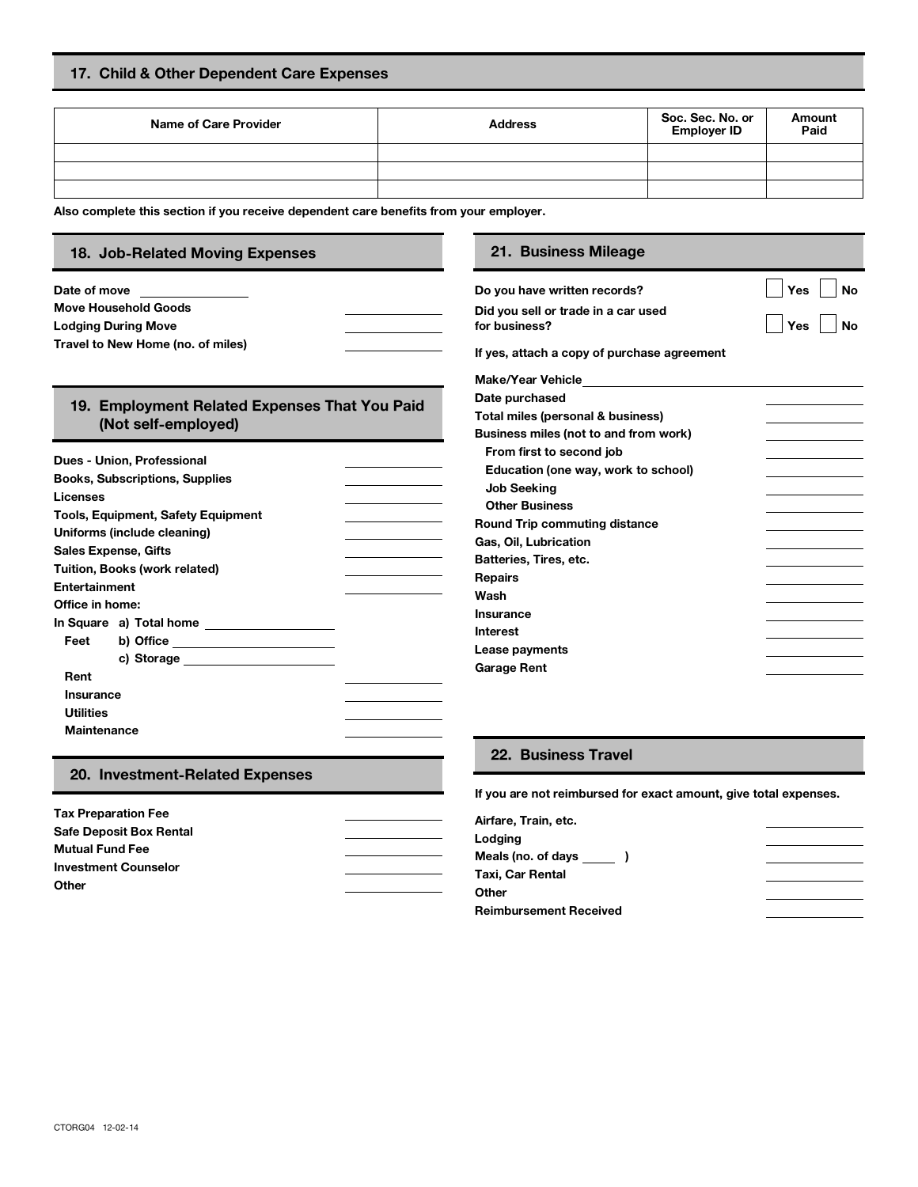## 17. Child & Other Dependent Care Expenses

| Name of Care Provider | Address | Soc. Sec. No. or Employer ID | Amount Paid |
|---|---|---|---|
| | | | |
| | | | |
| | | | |

**Also complete this section if you receive dependent care benefits from your employer.**

## 18. Job-Related Moving Expenses

**Date of move** ____________

**Move Household Goods** ____________

**Lodging During Move** ____________

**Travel to New Home (no. of miles)** ____________

## 19. Employment Related Expenses That You Paid (Not self-employed)

**Dues - Union, Professional** ____________

**Books, Subscriptions, Supplies** ____________

**Licenses** ____________

**Tools, Equipment, Safety Equipment** ____________

**Uniforms (include cleaning)** ____________

**Sales Expense, Gifts** ____________

**Tuition, Books (work related)** ____________

**Entertainment** ____________

**Office in home:**

**In Square Feet**
- **a) Total home** ____________
- **b) Office** ____________
- **c) Storage** ____________

**Rent** ____________

**Insurance** ____________

**Utilities** ____________

**Maintenance** ____________

## 20. Investment-Related Expenses

**Tax Preparation Fee** ____________

**Safe Deposit Box Rental** ____________

**Mutual Fund Fee** ____________

**Investment Counselor** ____________

**Other** ____________

## 21. Business Mileage

**Do you have written records?** ☐ Yes ☐ No

**Did you sell or trade in a car used for business?** ☐ Yes ☐ No

**If yes, attach a copy of purchase agreement**

**Make/Year Vehicle** ____________

**Date purchased** ____________

**Total miles (personal & business)** ____________

**Business miles (not to and from work)** ____________

- **From first to second job** ____________
- **Education (one way, work to school)** ____________
- **Job Seeking** ____________
- **Other Business** ____________

**Round Trip commuting distance** ____________

**Gas, Oil, Lubrication** ____________

**Batteries, Tires, etc.** ____________

**Repairs** ____________

**Wash** ____________

**Insurance** ____________

**Interest** ____________

**Lease payments** ____________

**Garage Rent** ____________

## 22. Business Travel

**If you are not reimbursed for exact amount, give total expenses.**

**Airfare, Train, etc.** ____________

**Lodging** ____________

**Meals (no. of days ____ )** ____________

**Taxi, Car Rental** ____________

**Other** ____________

**Reimbursement Received** ____________

CTORG04 12-02-14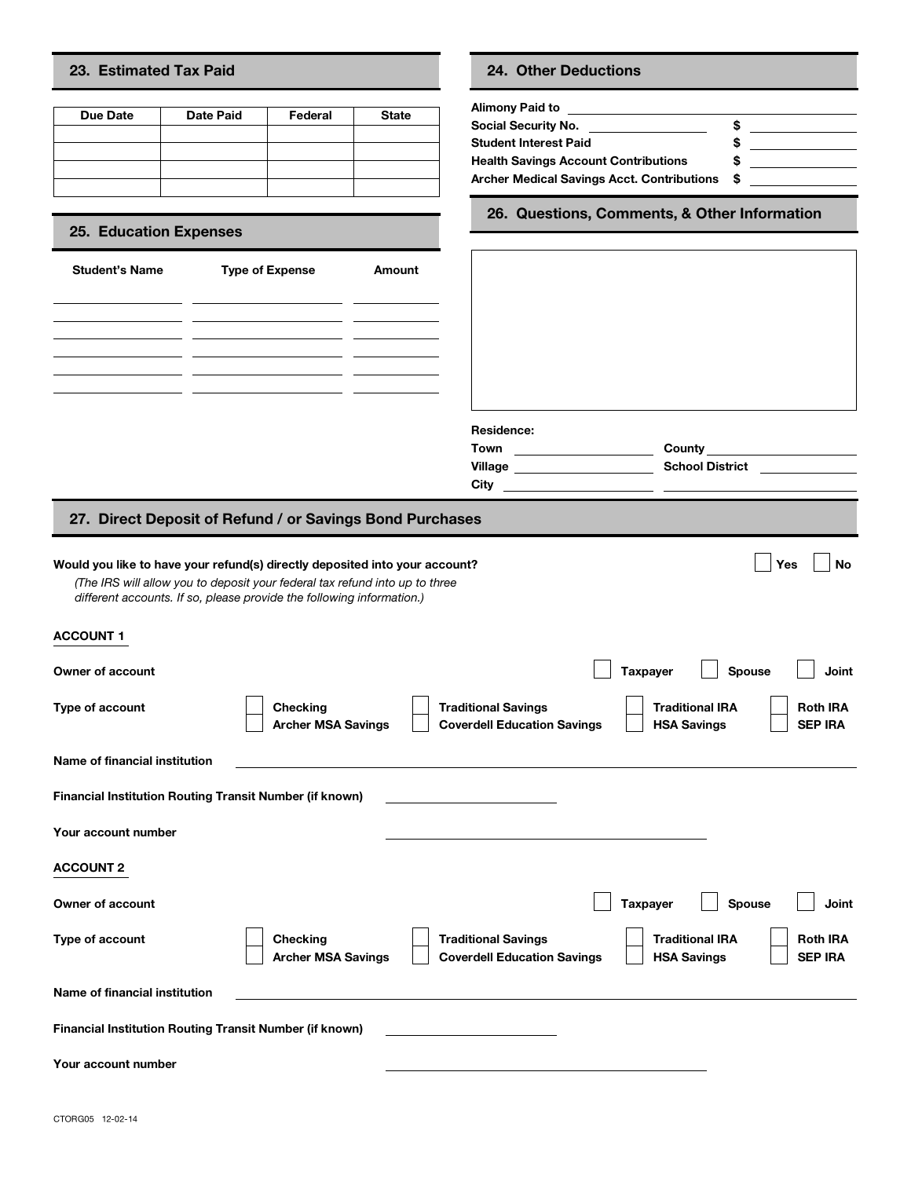## 23. Estimated Tax Paid

| Due Date | Date Paid | Federal | State |
| --- | --- | --- | --- |
| | | | |
| | | | |
| | | | |
| | | | |

## 24. Other Deductions

**Alimony Paid to** ____________________

**Social Security No.** ____________ **$** ____________

**Student Interest Paid** **$** ____________

**Health Savings Account Contributions** **$** ____________

**Archer Medical Savings Acct. Contributions** **$** ____________

## 25. Education Expenses

| Student's Name | Type of Expense | Amount |
| --- | --- | --- |
| | | |
| | | |
| | | |
| | | |
| | | |

## 26. Questions, Comments, & Other Information

**Residence:**

**Town** ____________ **County** ____________

**Village** ____________ **School District** ____________

**City** ____________ ____________

## 27. Direct Deposit of Refund / or Savings Bond Purchases

**Would you like to have your refund(s) directly deposited into your account?** ☐ **Yes** ☐ **No**

*(The IRS will allow you to deposit your federal tax refund into up to three different accounts. If so, please provide the following information.)*

**ACCOUNT 1**

**Owner of account** ☐ **Taxpayer** ☐ **Spouse** ☐ **Joint**

**Type of account** ☐ **Checking** ☐ **Traditional Savings** ☐ **Traditional IRA** ☐ **Roth IRA**
☐ **Archer MSA Savings** ☐ **Coverdell Education Savings** ☐ **HSA Savings** ☐ **SEP IRA**

**Name of financial institution** ____________________

**Financial Institution Routing Transit Number (if known)** ____________

**Your account number** ____________________

**ACCOUNT 2**

**Owner of account** ☐ **Taxpayer** ☐ **Spouse** ☐ **Joint**

**Type of account** ☐ **Checking** ☐ **Traditional Savings** ☐ **Traditional IRA** ☐ **Roth IRA**
☐ **Archer MSA Savings** ☐ **Coverdell Education Savings** ☐ **HSA Savings** ☐ **SEP IRA**

**Name of financial institution** ____________________

**Financial Institution Routing Transit Number (if known)** ____________

**Your account number** ____________________

CTORG05 12-02-14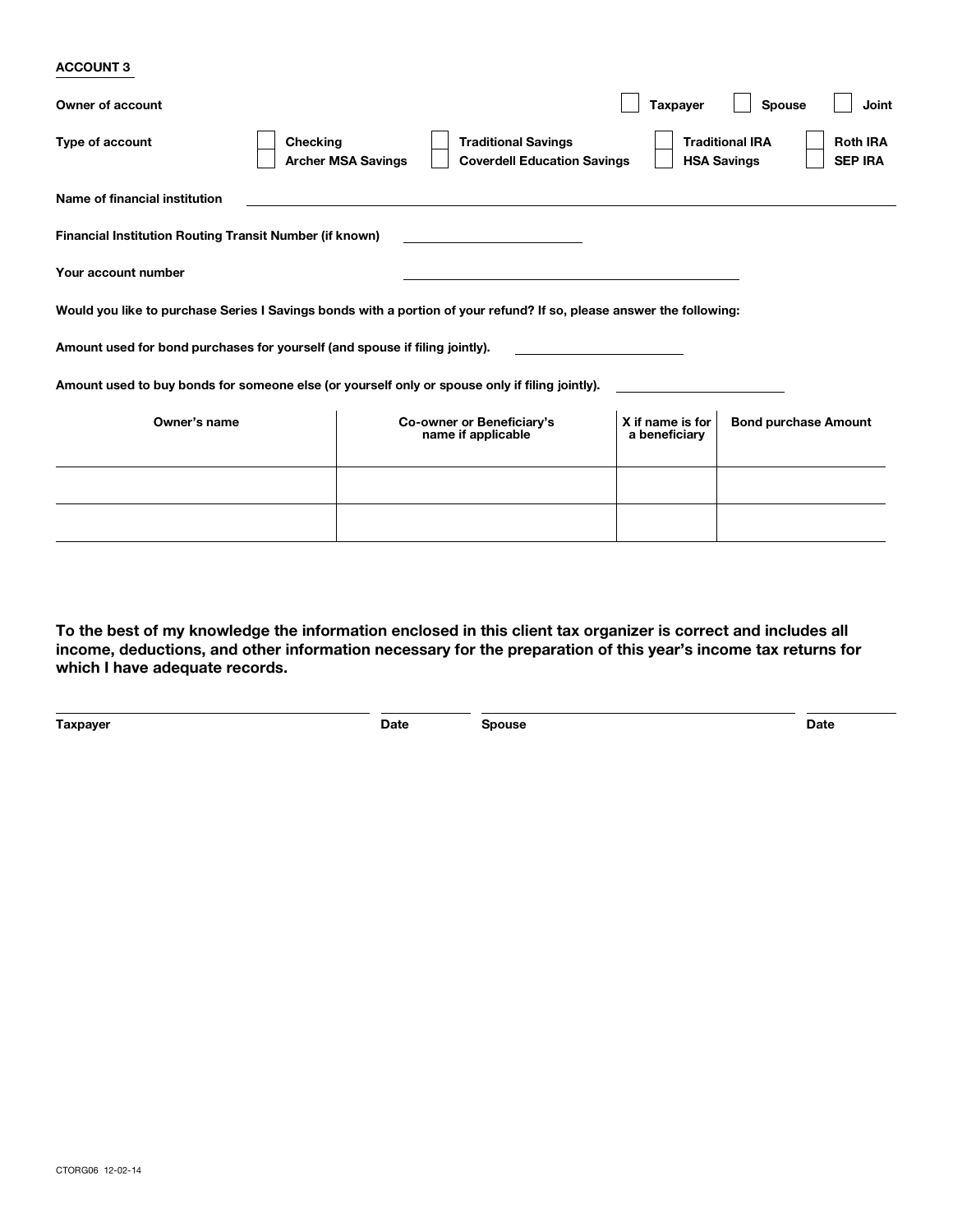**ACCOUNT 3**

**Owner of account** ☐ Taxpayer ☐ Spouse ☐ Joint

**Type of account** ☐ Checking ☐ Archer MSA Savings ☐ Traditional Savings ☐ Coverdell Education Savings ☐ Traditional IRA ☐ HSA Savings ☐ Roth IRA ☐ SEP IRA

**Name of financial institution** ______________________________

**Financial Institution Routing Transit Number (if known)** ______________________________

**Your account number** ______________________________

**Would you like to purchase Series I Savings bonds with a portion of your refund? If so, please answer the following:**

**Amount used for bond purchases for yourself (and spouse if filing jointly).** ______________________________

**Amount used to buy bonds for someone else (or yourself only or spouse only if filing jointly).** ______________________________

| Owner's name | Co-owner or Beneficiary's name if applicable | X if name is for a beneficiary | Bond purchase Amount |
|---|---|---|---|
| | | | |
| | | | |

**To the best of my knowledge the information enclosed in this client tax organizer is correct and includes all income, deductions, and other information necessary for the preparation of this year's income tax returns for which I have adequate records.**

| Taxpayer | Date | Spouse | Date |
|---|---|---|---|
| | | | |

CTORG06 12-02-14